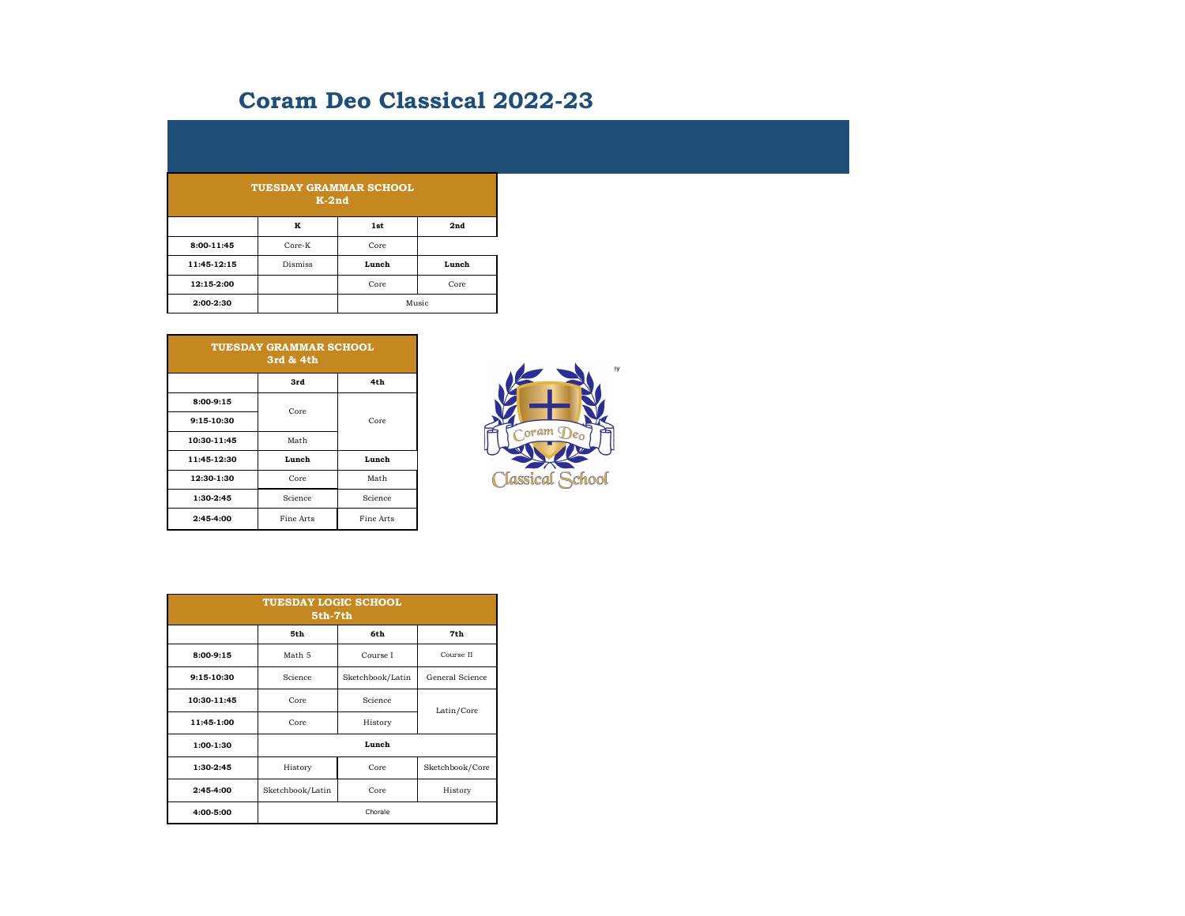# Coram Deo Classical 2022-23

| TUESDAY GRAMMAR SCHOOL K-2nd | | | |
|---|---|---|---|
| | K | 1st | 2nd |
| 8:00-11:45 | Core-K | Core | |
| 11:45-12:15 | Dismiss | **Lunch** | **Lunch** |
| 12:15-2:00 | | Core | Core |
| 2:00-2:30 | | Music | |

| TUESDAY GRAMMAR SCHOOL 3rd & 4th | | |
|---|---|---|
| | 3rd | 4th |
| 8:00-9:15 | Core | Core |
| 9:15-10:30 | | |
| 10:30-11:45 | Math | |
| 11:45-12:30 | **Lunch** | **Lunch** |
| 12:30-1:30 | Core | Math |
| 1:30-2:45 | Science | Science |
| 2:45-4:00 | Fine Arts | Fine Arts |

| TUESDAY LOGIC SCHOOL 5th-7th | | | |
|---|---|---|---|
| | 5th | 6th | 7th |
| 8:00-9:15 | Math 5 | Course I | Course II |
| 9:15-10:30 | Science | Sketchbook/Latin | General Science |
| 10:30-11:45 | Core | Science | Latin/Core |
| 11:45-1:00 | Core | History | |
| 1:00-1:30 | **Lunch** | | |
| 1:30-2:45 | History | Core | Sketchbook/Core |
| 2:45-4:00 | Sketchbook/Latin | Core | History |
| 4:00-5:00 | Chorale | | |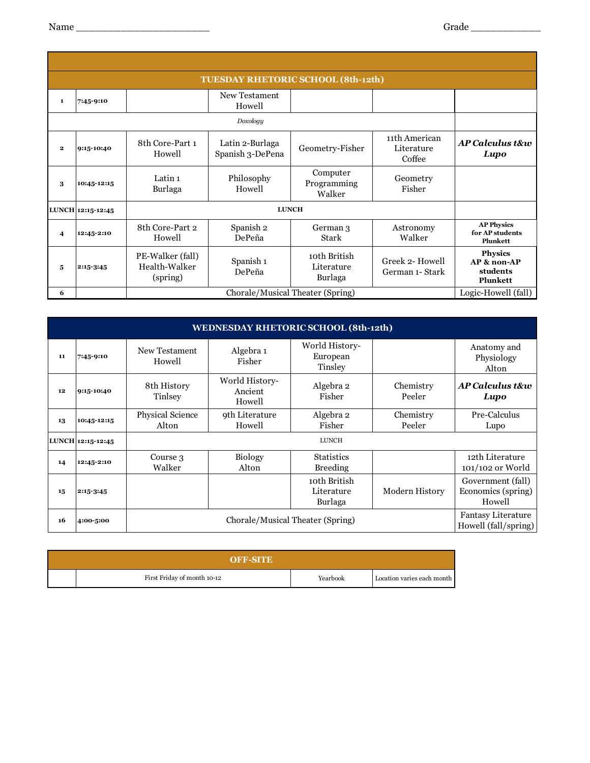Name ______________________ Grade ____________

| | | | | | | |
|---|---|---|---|---|---|---|
| **TUESDAY RHETORIC SCHOOL (8th-12th)** | | | | | | |
| **1** | **7:45-9:10** | | New Testament Howell | | | |
| *Doxology* | | | | | | |
| **2** | **9:15-10:40** | 8th Core-Part 1 Howell | Latin 2-Burlaga Spanish 3-DePena | Geometry-Fisher | 11th American Literature Coffee | ***AP Calculus t&w Lupo*** |
| **3** | **10:45-12:15** | Latin 1 Burlaga | Philosophy Howell | Computer Programming Walker | Geometry Fisher | |
| **LUNCH** | **12:15-12:45** | **LUNCH** | | | | |
| **4** | **12:45-2:10** | 8th Core-Part 2 Howell | Spanish 2 DePeña | German 3 Stark | Astronomy Walker | **AP Physics for AP students Plunkett** |
| **5** | **2:15-3:45** | PE-Walker (fall) Health-Walker (spring) | Spanish 1 DePeña | 10th British Literature Burlaga | Greek 2- Howell German 1- Stark | **Physics AP & non-AP students Plunkett** |
| **6** | | Chorale/Musical Theater (Spring) | | | | Logic-Howell (fall) |

| | | | | | | |
|---|---|---|---|---|---|---|
| **WEDNESDAY RHETORIC SCHOOL (8th-12th)** | | | | | | |
| **11** | **7:45-9:10** | New Testament Howell | Algebra 1 Fisher | World History-European Tinsley | | Anatomy and Physiology Alton |
| **12** | **9:15-10:40** | 8th History Tinsley | World History-Ancient Howell | Algebra 2 Fisher | Chemistry Peeler | ***AP Calculus t&w Lupo*** |
| **13** | **10:45-12:15** | Physical Science Alton | 9th Literature Howell | Algebra 2 Fisher | Chemistry Peeler | Pre-Calculus Lupo |
| **LUNCH** | **12:15-12:45** | LUNCH | | | | |
| **14** | **12:45-2:10** | Course 3 Walker | Biology Alton | Statistics Breeding | | 12th Literature 101/102 or World |
| **15** | **2:15-3:45** | | | 10th British Literature Burlaga | Modern History | Government (fall) Economics (spring) Howell |
| **16** | **4:00-5:00** | Chorale/Musical Theater (Spring) | | | | Fantasy Literature Howell (fall/spring) |

| | | | |
|---|---|---|---|
| **OFF-SITE** | | | |
| | First Friday of month 10-12 | Yearbook | Location varies each month |